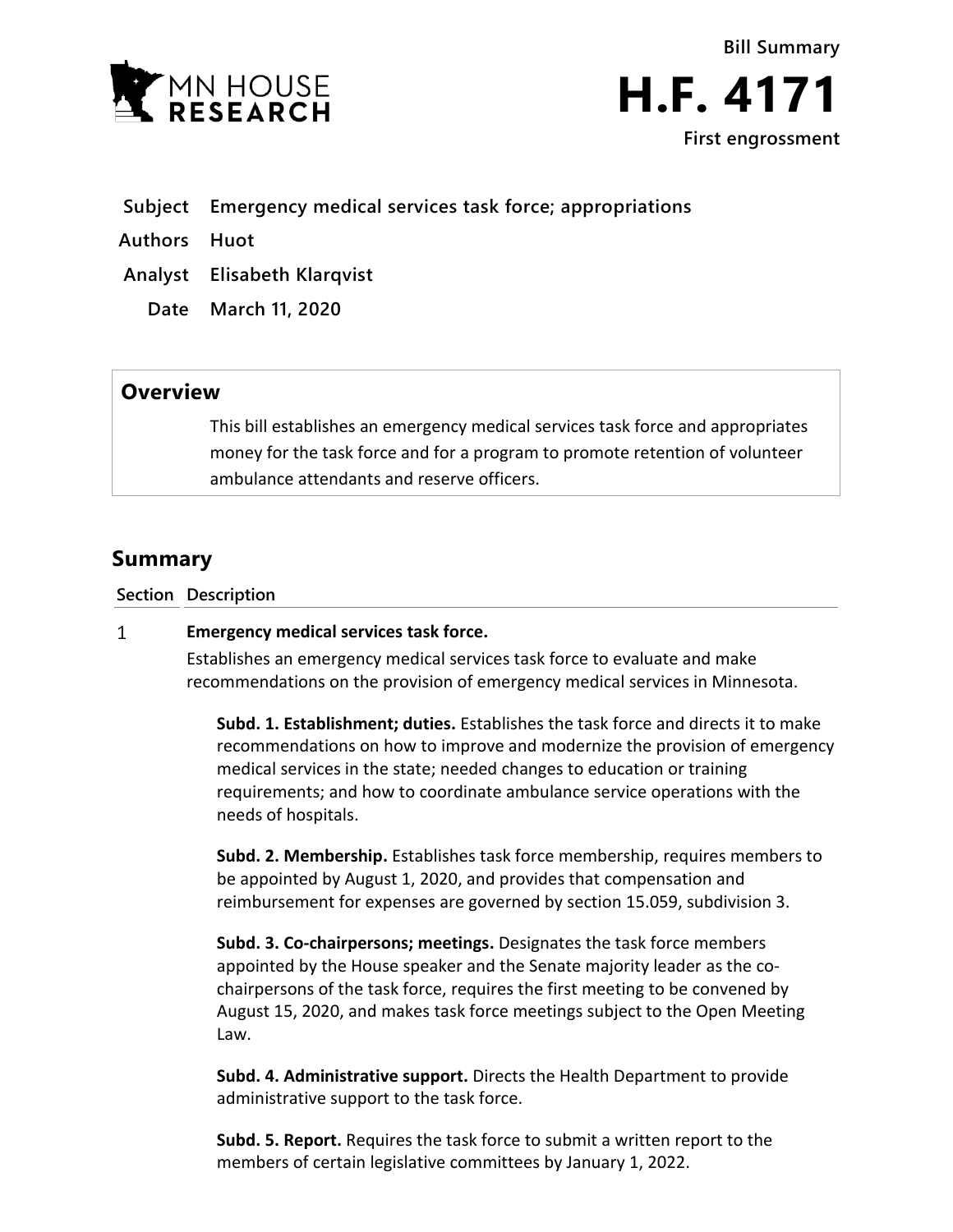Bill Summary

# H.F. 4171

First engrossment

**Subject** Emergency medical services task force; appropriations

**Authors** Huot

**Analyst** Elisabeth Klarqvist

**Date** March 11, 2020

## Overview

This bill establishes an emergency medical services task force and appropriates money for the task force and for a program to promote retention of volunteer ambulance attendants and reserve officers.

## Summary

**Section Description**

1 **Emergency medical services task force.**

Establishes an emergency medical services task force to evaluate and make recommendations on the provision of emergency medical services in Minnesota.

**Subd. 1. Establishment; duties.** Establishes the task force and directs it to make recommendations on how to improve and modernize the provision of emergency medical services in the state; needed changes to education or training requirements; and how to coordinate ambulance service operations with the needs of hospitals.

**Subd. 2. Membership.** Establishes task force membership, requires members to be appointed by August 1, 2020, and provides that compensation and reimbursement for expenses are governed by section 15.059, subdivision 3.

**Subd. 3. Co-chairpersons; meetings.** Designates the task force members appointed by the House speaker and the Senate majority leader as the co-chairpersons of the task force, requires the first meeting to be convened by August 15, 2020, and makes task force meetings subject to the Open Meeting Law.

**Subd. 4. Administrative support.** Directs the Health Department to provide administrative support to the task force.

**Subd. 5. Report.** Requires the task force to submit a written report to the members of certain legislative committees by January 1, 2022.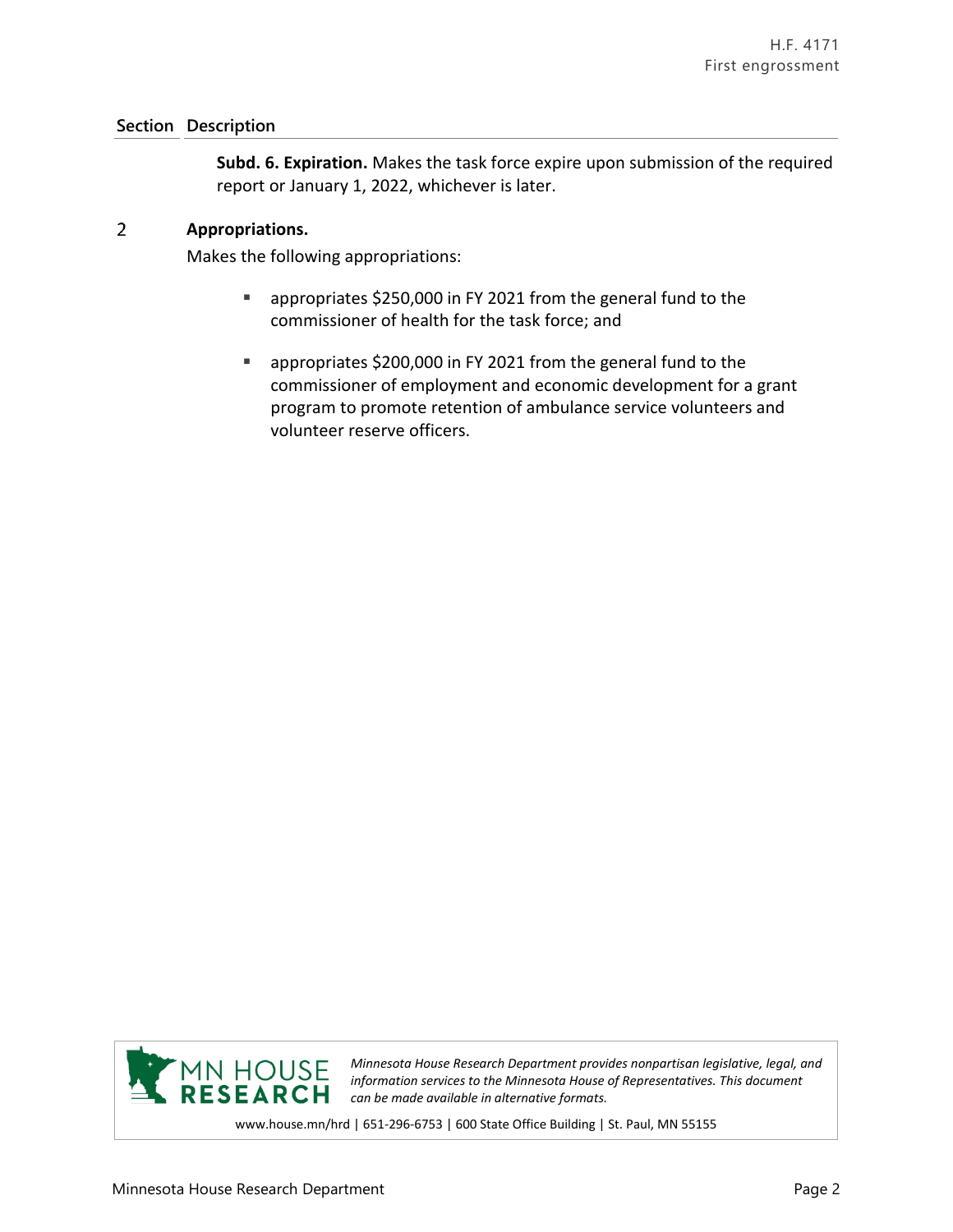| Section | Description |
|---|---|
| | **Subd. 6. Expiration.** Makes the task force expire upon submission of the required report or January 1, 2022, whichever is later. |
| 2 | **Appropriations.** Makes the following appropriations: <br> ▪ appropriates $250,000 in FY 2021 from the general fund to the commissioner of health for the task force; and <br> ▪ appropriates $200,000 in FY 2021 from the general fund to the commissioner of employment and economic development for a grant program to promote retention of ambulance service volunteers and volunteer reserve officers. |

MN HOUSE RESEARCH

*Minnesota House Research Department provides nonpartisan legislative, legal, and information services to the Minnesota House of Representatives. This document can be made available in alternative formats.*

www.house.mn/hrd | 651-296-6753 | 600 State Office Building | St. Paul, MN 55155